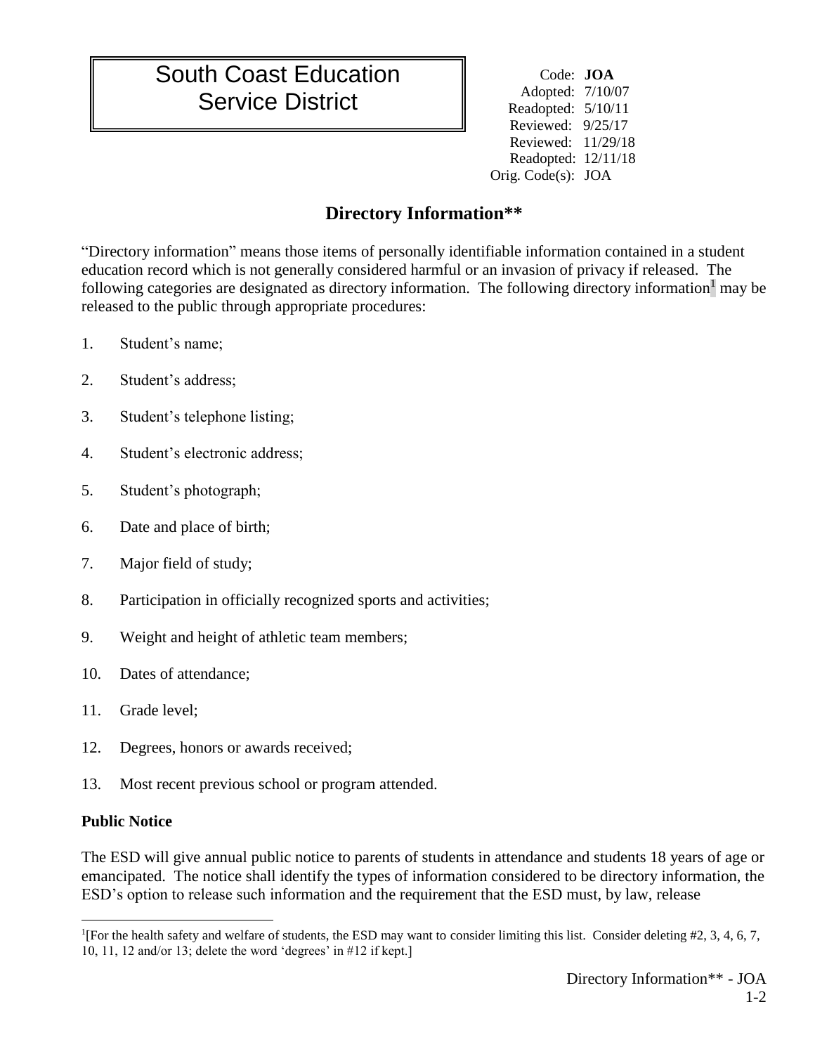# South Coast Education Service District

Code: **JOA**
Adopted: 7/10/07
Readopted: 5/10/11
Reviewed: 9/25/17
Reviewed: 11/29/18
Readopted: 12/11/18
Orig. Code(s): JOA

## Directory Information**

"Directory information" means those items of personally identifiable information contained in a student education record which is not generally considered harmful or an invasion of privacy if released. The following categories are designated as directory information. The following directory information[1] may be released to the public through appropriate procedures:

1. Student's name;
2. Student's address;
3. Student's telephone listing;
4. Student's electronic address;
5. Student's photograph;
6. Date and place of birth;
7. Major field of study;
8. Participation in officially recognized sports and activities;
9. Weight and height of athletic team members;
10. Dates of attendance;
11. Grade level;
12. Degrees, honors or awards received;
13. Most recent previous school or program attended.

**Public Notice**

The ESD will give annual public notice to parents of students in attendance and students 18 years of age or emancipated. The notice shall identify the types of information considered to be directory information, the ESD's option to release such information and the requirement that the ESD must, by law, release

---

[1][For the health safety and welfare of students, the ESD may want to consider limiting this list. Consider deleting #2, 3, 4, 6, 7, 10, 11, 12 and/or 13; delete the word 'degrees' in #12 if kept.]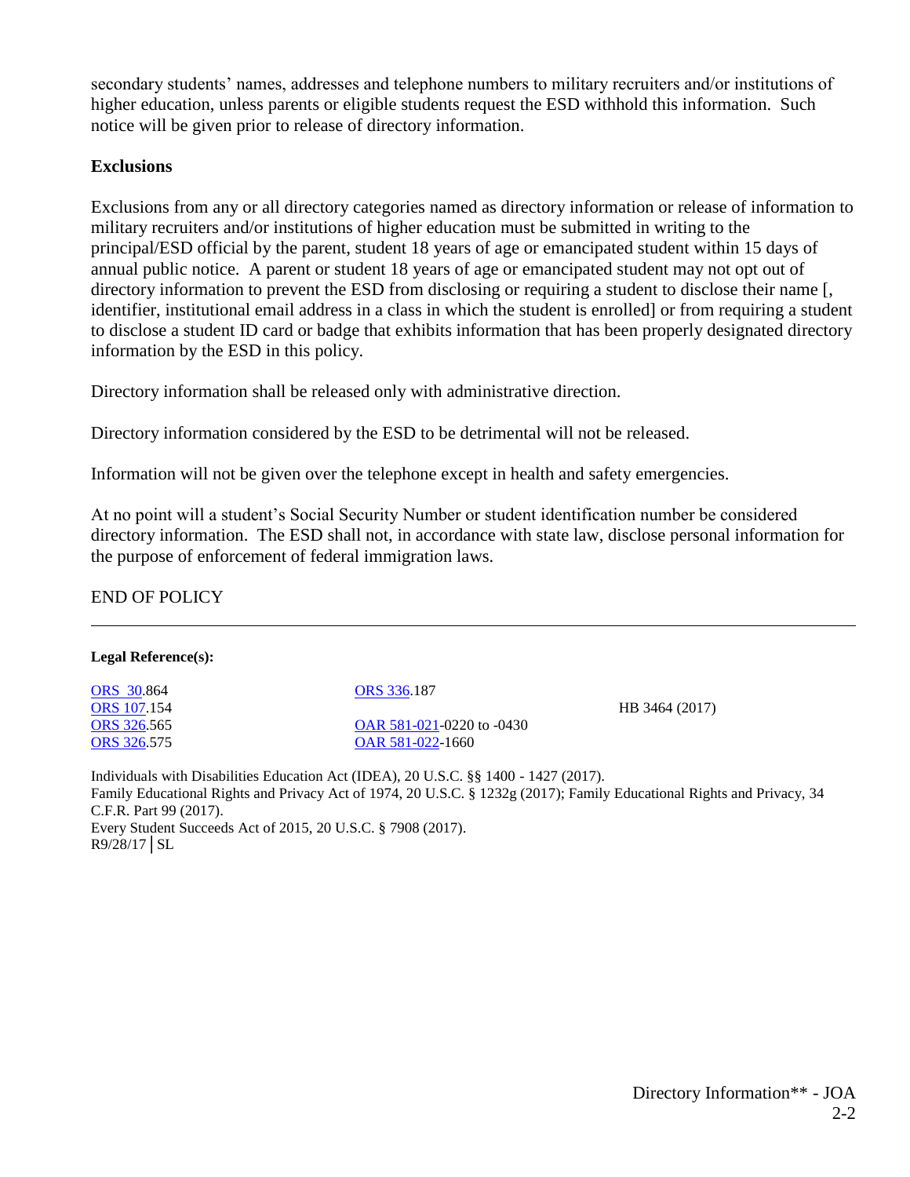secondary students' names, addresses and telephone numbers to military recruiters and/or institutions of higher education, unless parents or eligible students request the ESD withhold this information. Such notice will be given prior to release of directory information.

**Exclusions**

Exclusions from any or all directory categories named as directory information or release of information to military recruiters and/or institutions of higher education must be submitted in writing to the principal/ESD official by the parent, student 18 years of age or emancipated student within 15 days of annual public notice. A parent or student 18 years of age or emancipated student may not opt out of directory information to prevent the ESD from disclosing or requiring a student to disclose their name [, identifier, institutional email address in a class in which the student is enrolled] or from requiring a student to disclose a student ID card or badge that exhibits information that has been properly designated directory information by the ESD in this policy.

Directory information shall be released only with administrative direction.

Directory information considered by the ESD to be detrimental will not be released.

Information will not be given over the telephone except in health and safety emergencies.

At no point will a student's Social Security Number or student identification number be considered directory information. The ESD shall not, in accordance with state law, disclose personal information for the purpose of enforcement of federal immigration laws.

END OF POLICY

---

**Legal Reference(s):**

| | | |
|---|---|---|
| ORS 30.864 | ORS 336.187 | |
| ORS 107.154 | | HB 3464 (2017) |
| ORS 326.565 | OAR 581-021-0220 to -0430 | |
| ORS 326.575 | OAR 581-022-1660 | |

Individuals with Disabilities Education Act (IDEA), 20 U.S.C. §§ 1400 - 1427 (2017).
Family Educational Rights and Privacy Act of 1974, 20 U.S.C. § 1232g (2017); Family Educational Rights and Privacy, 34 C.F.R. Part 99 (2017).
Every Student Succeeds Act of 2015, 20 U.S.C. § 7908 (2017).
R9/28/17│SL